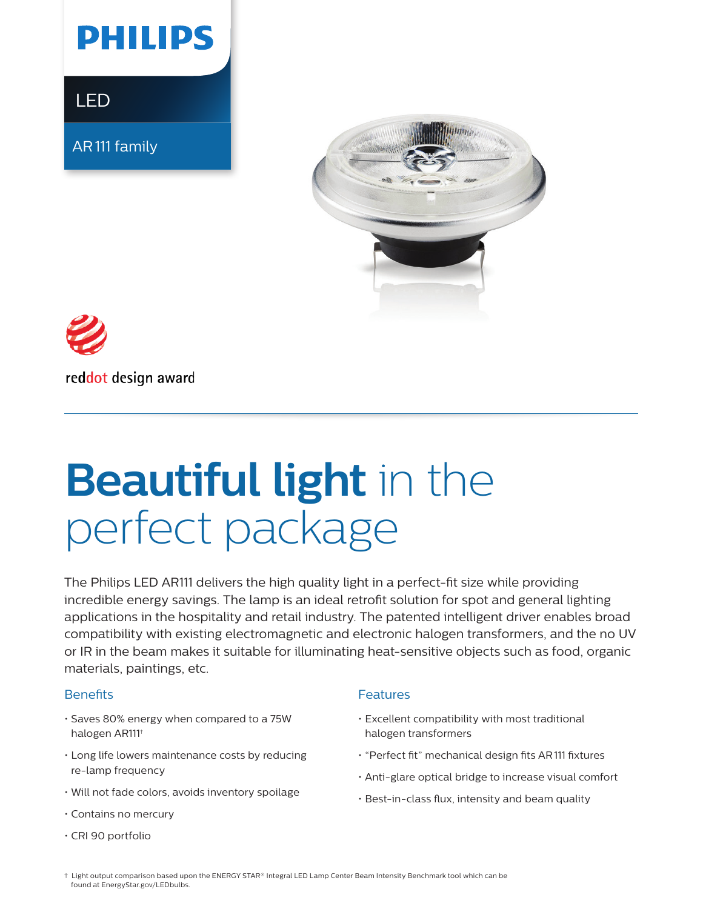PHILIPS

LED

AR111 family

reddot design award

# Beautiful light in the perfect package

The Philips LED AR111 delivers the high quality light in a perfect-fit size while providing incredible energy savings. The lamp is an ideal retrofit solution for spot and general lighting applications in the hospitality and retail industry. The patented intelligent driver enables broad compatibility with existing electromagnetic and electronic halogen transformers, and the no UV or IR in the beam makes it suitable for illuminating heat-sensitive objects such as food, organic materials, paintings, etc.

## Benefits

- Saves 80% energy when compared to a 75W halogen AR111†
- Long life lowers maintenance costs by reducing re-lamp frequency
- Will not fade colors, avoids inventory spoilage
- Contains no mercury
- CRI 90 portfolio

## Features

- Excellent compatibility with most traditional halogen transformers
- "Perfect fit" mechanical design fits AR111 fixtures
- Anti-glare optical bridge to increase visual comfort
- Best-in-class flux, intensity and beam quality

† Light output comparison based upon the ENERGY STAR® Integral LED Lamp Center Beam Intensity Benchmark tool which can be found at EnergyStar.gov/LEDbulbs.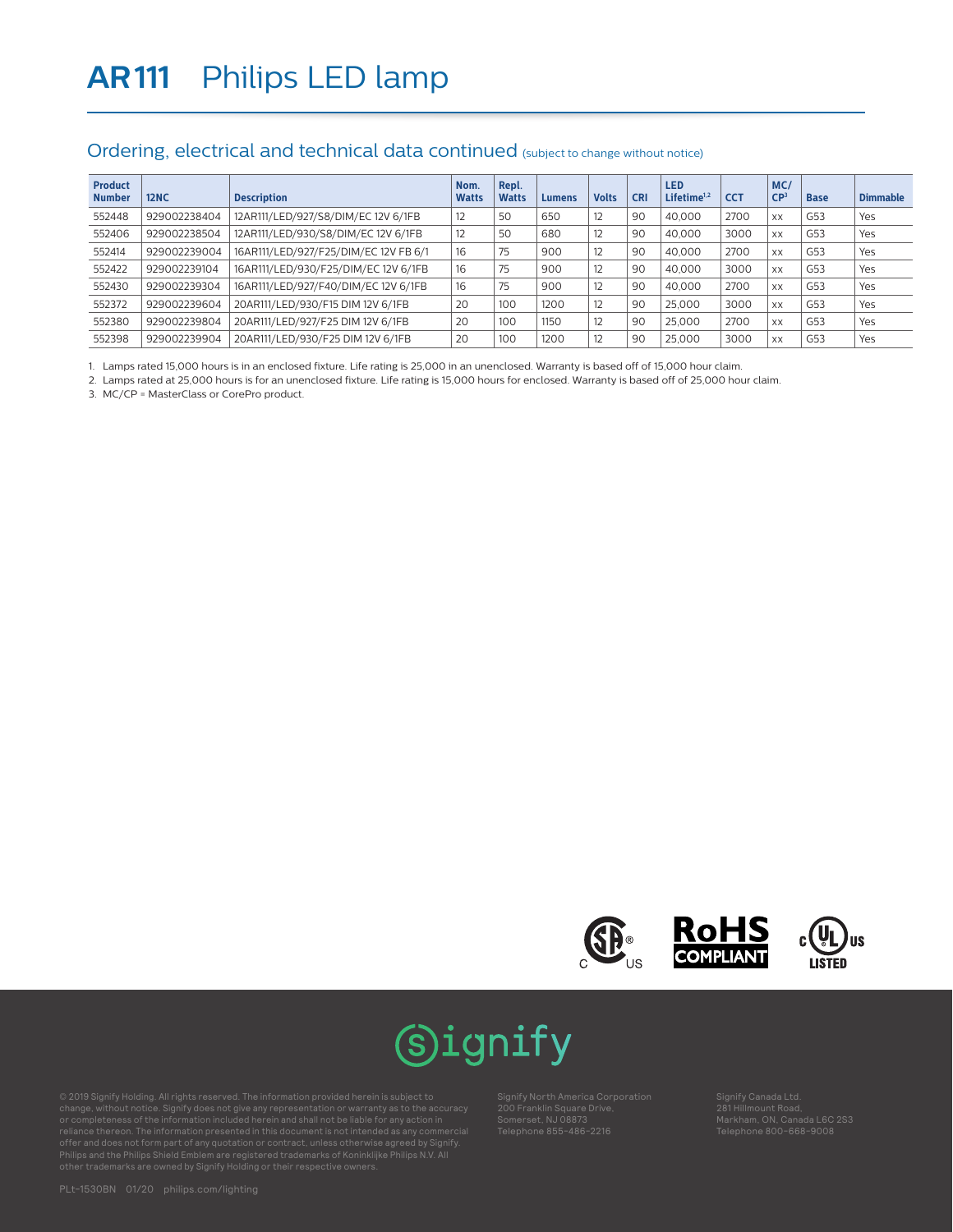# AR111 Philips LED lamp

## Ordering, electrical and technical data continued (subject to change without notice)

| Product Number | 12NC | Description | Nom. Watts | Repl. Watts | Lumens | Volts | CRI | LED Lifetime[1,2] | CCT | MC/CP[3] | Base | Dimmable |
|---|---|---|---|---|---|---|---|---|---|---|---|---|
| 552448 | 929002238404 | 12AR111/LED/927/S8/DIM/EC 12V 6/1FB | 12 | 50 | 650 | 12 | 90 | 40,000 | 2700 | xx | G53 | Yes |
| 552406 | 929002238504 | 12AR111/LED/930/S8/DIM/EC 12V 6/1FB | 12 | 50 | 680 | 12 | 90 | 40,000 | 3000 | xx | G53 | Yes |
| 552414 | 929002239004 | 16AR111/LED/927/F25/DIM/EC 12V FB 6/1 | 16 | 75 | 900 | 12 | 90 | 40,000 | 2700 | xx | G53 | Yes |
| 552422 | 929002239104 | 16AR111/LED/930/F25/DIM/EC 12V 6/1FB | 16 | 75 | 900 | 12 | 90 | 40,000 | 3000 | xx | G53 | Yes |
| 552430 | 929002239304 | 16AR111/LED/927/F40/DIM/EC 12V 6/1FB | 16 | 75 | 900 | 12 | 90 | 40,000 | 2700 | xx | G53 | Yes |
| 552372 | 929002239604 | 20AR111/LED/930/F15 DIM 12V 6/1FB | 20 | 100 | 1200 | 12 | 90 | 25,000 | 3000 | xx | G53 | Yes |
| 552380 | 929002239804 | 20AR111/LED/927/F25 DIM 12V 6/1FB | 20 | 100 | 1150 | 12 | 90 | 25,000 | 2700 | xx | G53 | Yes |
| 552398 | 929002239904 | 20AR111/LED/930/F25 DIM 12V 6/1FB | 20 | 100 | 1200 | 12 | 90 | 25,000 | 3000 | xx | G53 | Yes |

1. Lamps rated 15,000 hours is in an enclosed fixture. Life rating is 25,000 in an unenclosed. Warranty is based off of 15,000 hour claim.
2. Lamps rated at 25,000 hours is for an unenclosed fixture. Life rating is 15,000 hours for enclosed. Warranty is based off of 25,000 hour claim.
3. MC/CP = MasterClass or CorePro product.

RoHS COMPLIANT

c UL us LISTED

signify

© 2019 Signify Holding. All rights reserved. The information provided herein is subject to change, without notice. Signify does not give any representation or warranty as to the accuracy or completeness of the information included herein and shall not be liable for any action in reliance thereon. The information presented in this document is not intended as any commercial offer and does not form part of any quotation or contract, unless otherwise agreed by Signify. Philips and the Philips Shield Emblem are registered trademarks of Koninklijke Philips N.V. All other trademarks are owned by Signify Holding or their respective owners.

Signify North America Corporation
200 Franklin Square Drive,
Somerset, NJ 08873
Telephone 855-486-2216

Signify Canada Ltd.
281 Hillmount Road,
Markham, ON, Canada L6C 2S3
Telephone 800-668-9008

PLt-1530BN 01/20 philips.com/lighting